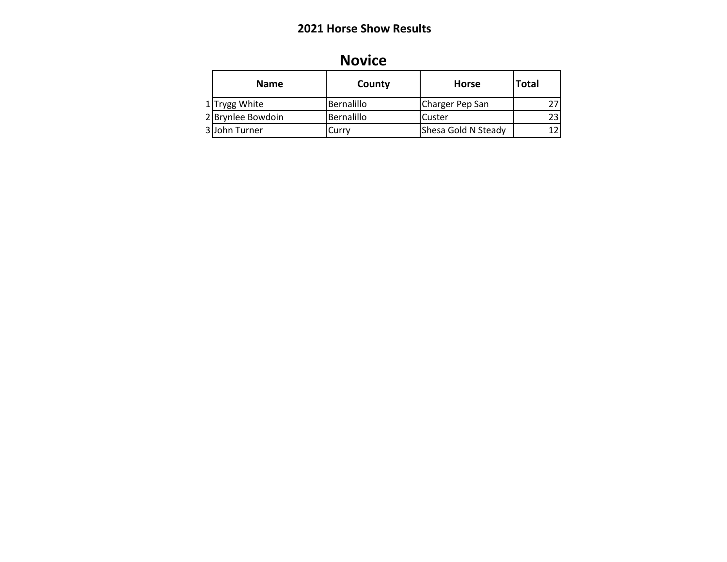# 2021 Horse Show Results

## Novice

| | Name | County | Horse | Total |
|---|---|---|---|---|
| 1 | Trygg White | Bernalillo | Charger Pep San | 27 |
| 2 | Brynlee Bowdoin | Bernalillo | Custer | 23 |
| 3 | John Turner | Curry | Shesa Gold N Steady | 12 |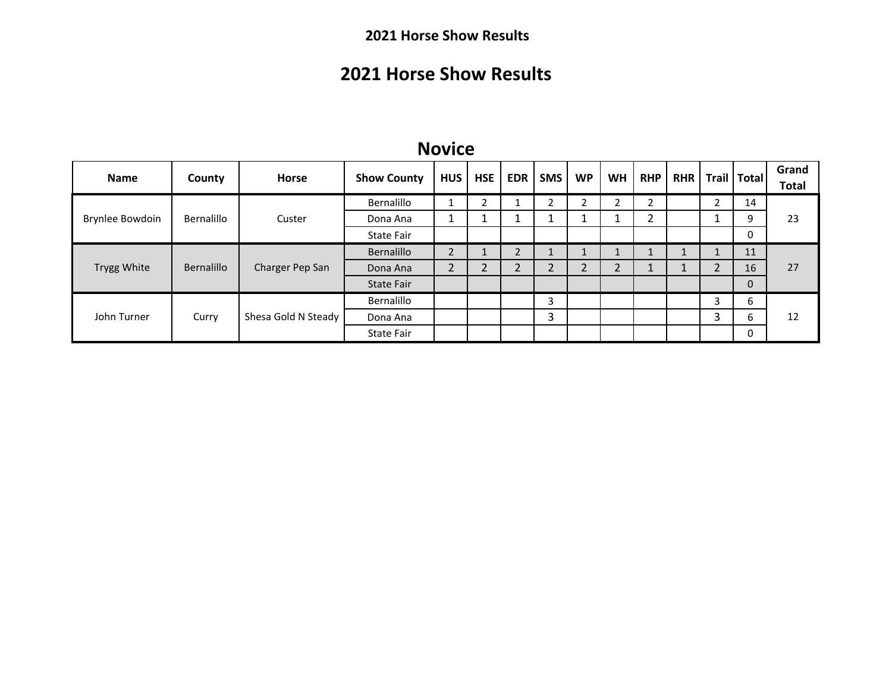# 2021 Horse Show Results

## Novice

| Name | County | Horse | Show County | HUS | HSE | EDR | SMS | WP | WH | RHP | RHR | Trail | Total | Grand Total |
|---|---|---|---|---|---|---|---|---|---|---|---|---|---|---|
| Brynlee Bowdoin | Bernalillo | Custer | Bernalillo | 1 | 2 | 1 | 2 | 2 | 2 | 2 | | 2 | 14 | 23 |
| | | | Dona Ana | 1 | 1 | 1 | 1 | 1 | 1 | 2 | | 1 | 9 | |
| | | | State Fair | | | | | | | | | | 0 | |
| Trygg White | Bernalillo | Charger Pep San | Bernalillo | 2 | 1 | 2 | 1 | 1 | 1 | 1 | 1 | 1 | 11 | 27 |
| | | | Dona Ana | 2 | 2 | 2 | 2 | 2 | 2 | 1 | 1 | 2 | 16 | |
| | | | State Fair | | | | | | | | | | 0 | |
| John Turner | Curry | Shesa Gold N Steady | Bernalillo | | | | 3 | | | | | 3 | 6 | 12 |
| | | | Dona Ana | | | | 3 | | | | | 3 | 6 | |
| | | | State Fair | | | | | | | | | | 0 | |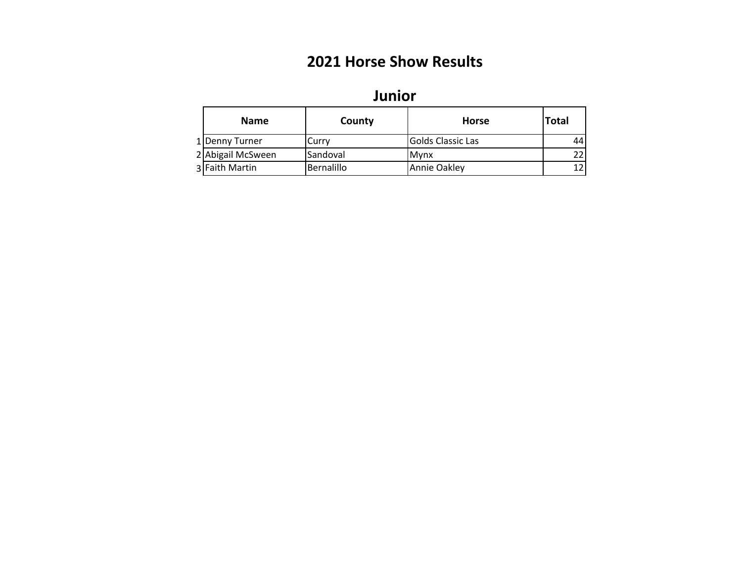# 2021 Horse Show Results

## Junior

| | Name | County | Horse | Total |
|---|---|---|---|---|
| 1 | Denny Turner | Curry | Golds Classic Las | 44 |
| 2 | Abigail McSween | Sandoval | Mynx | 22 |
| 3 | Faith Martin | Bernalillo | Annie Oakley | 12 |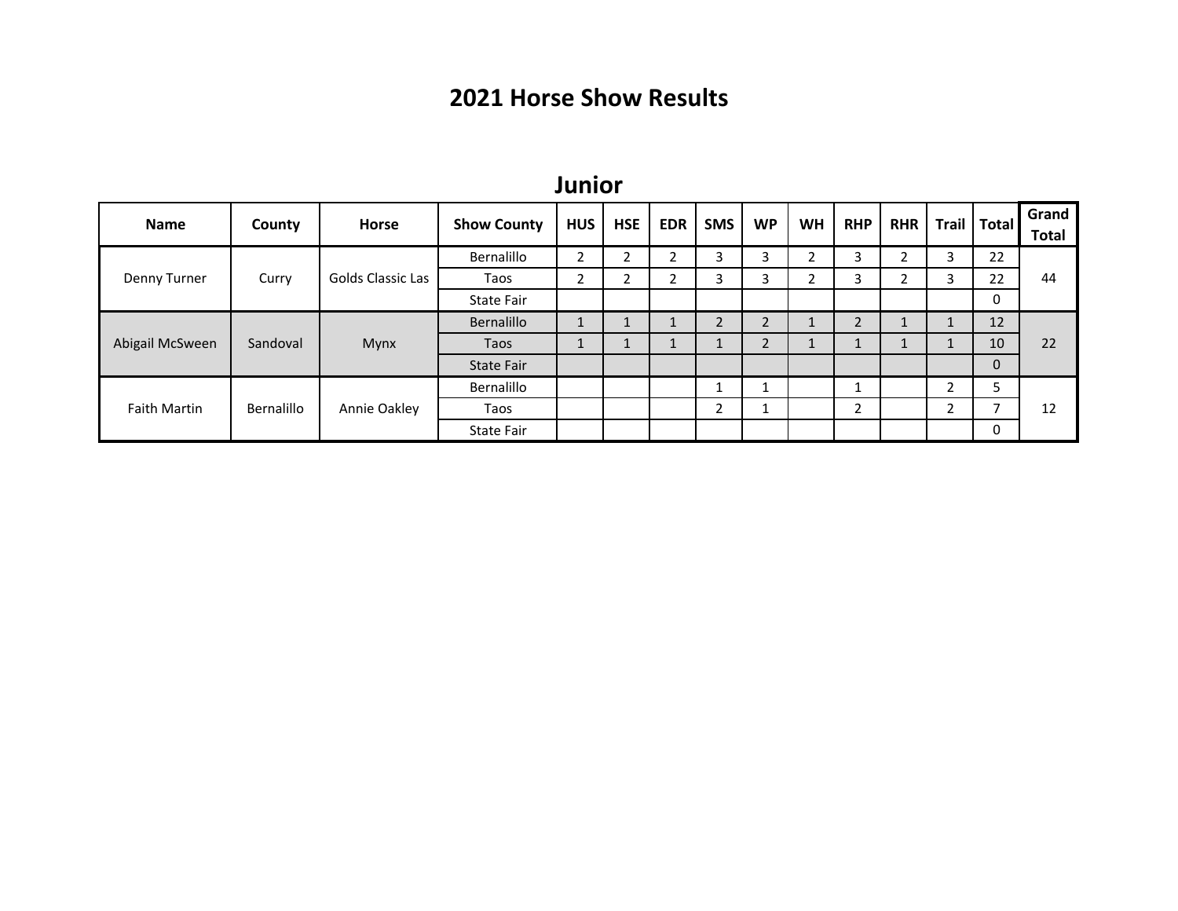# 2021 Horse Show Results

## Junior

| Name | County | Horse | Show County | HUS | HSE | EDR | SMS | WP | WH | RHP | RHR | Trail | Total | Grand Total |
|---|---|---|---|---|---|---|---|---|---|---|---|---|---|---|
| Denny Turner | Curry | Golds Classic Las | Bernalillo | 2 | 2 | 2 | 3 | 3 | 2 | 3 | 2 | 3 | 22 | 44 |
| | | | Taos | 2 | 2 | 2 | 3 | 3 | 2 | 3 | 2 | 3 | 22 | |
| | | | State Fair | | | | | | | | | | 0 | |
| Abigail McSween | Sandoval | Mynx | Bernalillo | 1 | 1 | 1 | 2 | 2 | 1 | 2 | 1 | 1 | 12 | 22 |
| | | | Taos | 1 | 1 | 1 | 1 | 2 | 1 | 1 | 1 | 1 | 10 | |
| | | | State Fair | | | | | | | | | | 0 | |
| Faith Martin | Bernalillo | Annie Oakley | Bernalillo | | | | 1 | 1 | | 1 | | 2 | 5 | 12 |
| | | | Taos | | | | 2 | 1 | | 2 | | 2 | 7 | |
| | | | State Fair | | | | | | | | | | 0 | |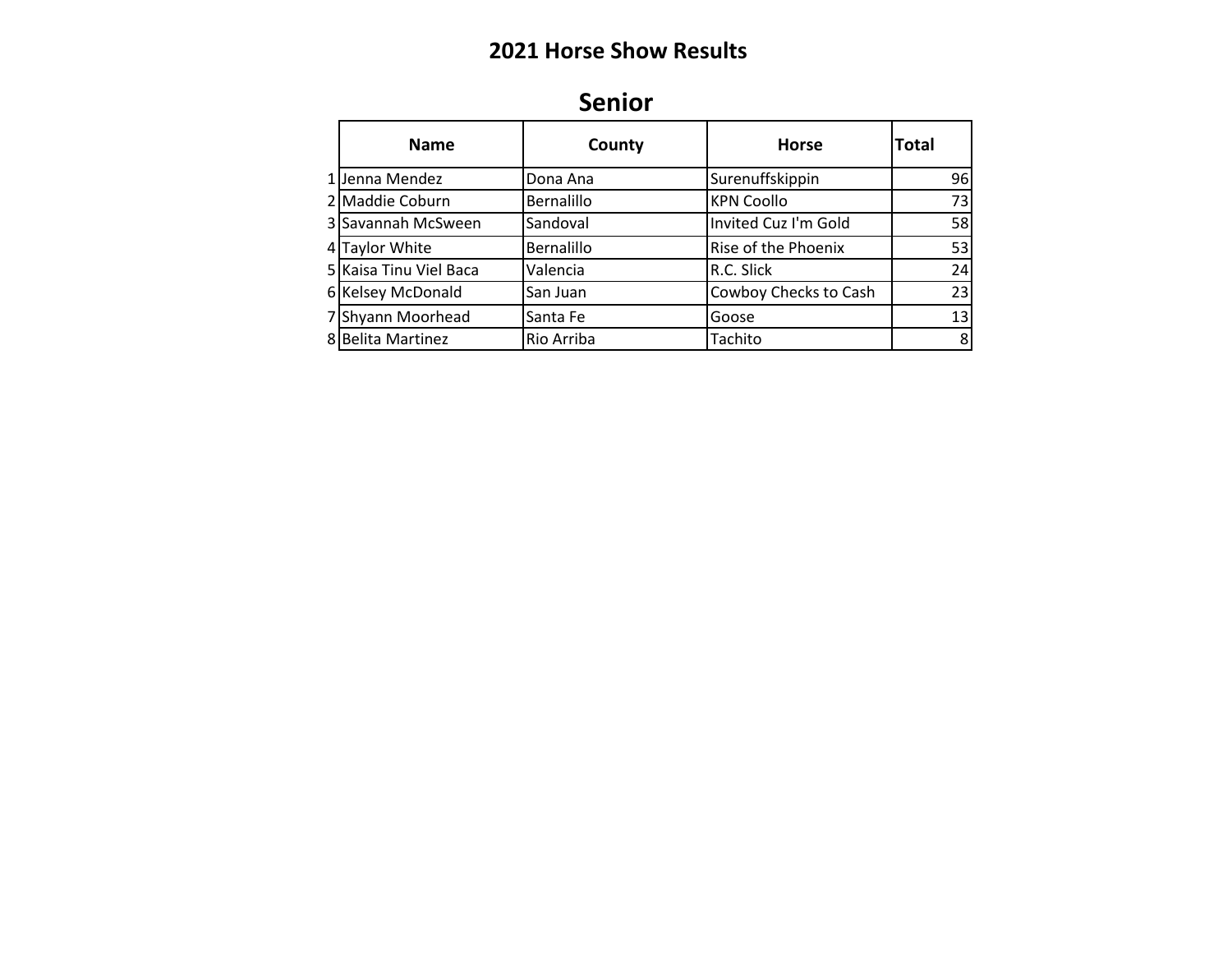# 2021 Horse Show Results

## Senior

| | Name | County | Horse | Total |
|---|---|---|---|---|
| 1 | Jenna Mendez | Dona Ana | Surenuffskippin | 96 |
| 2 | Maddie Coburn | Bernalillo | KPN Coollo | 73 |
| 3 | Savannah McSween | Sandoval | Invited Cuz I'm Gold | 58 |
| 4 | Taylor White | Bernalillo | Rise of the Phoenix | 53 |
| 5 | Kaisa Tinu Viel Baca | Valencia | R.C. Slick | 24 |
| 6 | Kelsey McDonald | San Juan | Cowboy Checks to Cash | 23 |
| 7 | Shyann Moorhead | Santa Fe | Goose | 13 |
| 8 | Belita Martinez | Rio Arriba | Tachito | 8 |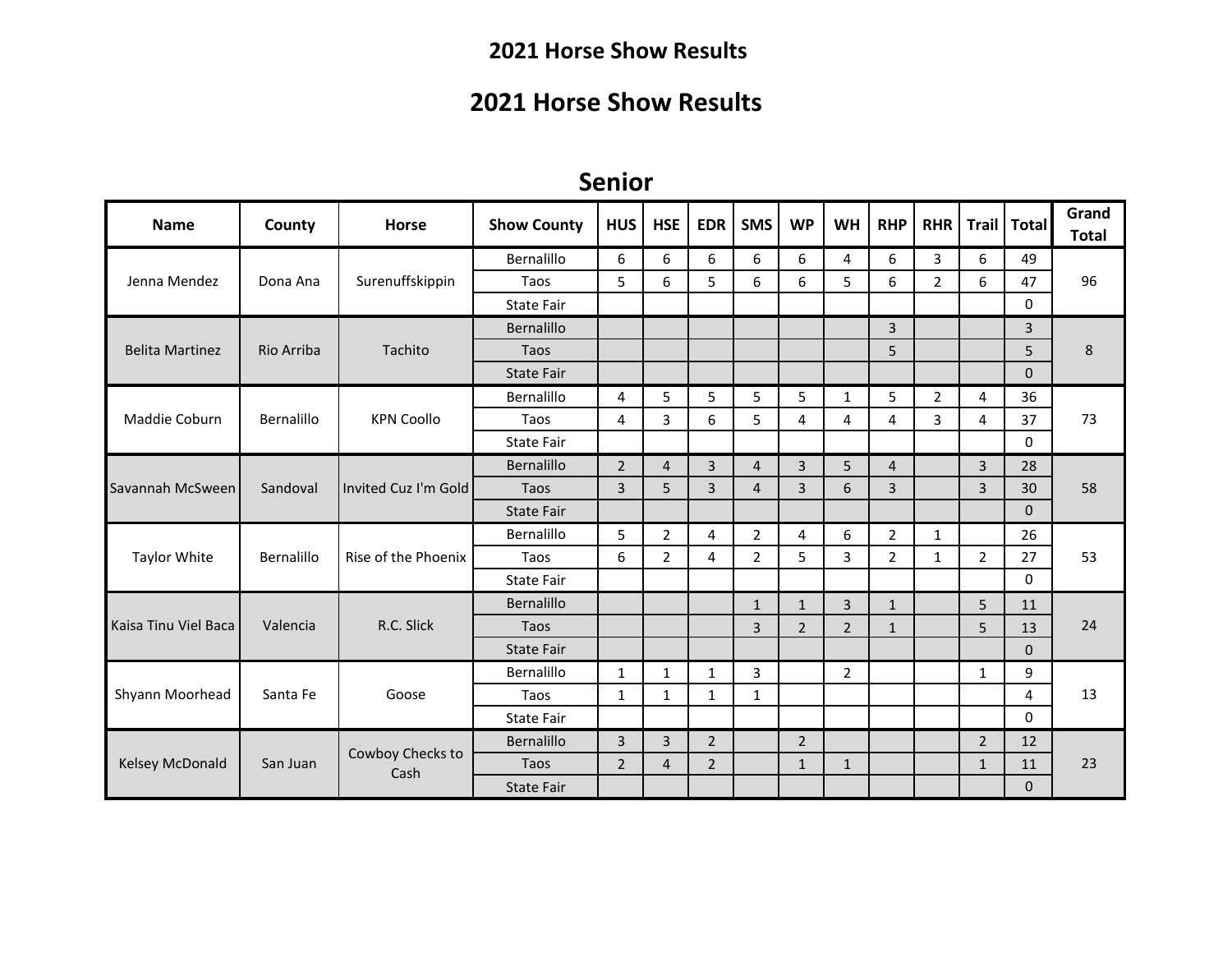# 2021 Horse Show Results

## 2021 Horse Show Results

### Senior

| Name | County | Horse | Show County | HUS | HSE | EDR | SMS | WP | WH | RHP | RHR | Trail | Total | Grand Total |
|---|---|---|---|---|---|---|---|---|---|---|---|---|---|---|
| Jenna Mendez | Dona Ana | Surenuffskippin | Bernalillo | 6 | 6 | 6 | 6 | 6 | 4 | 6 | 3 | 6 | 49 | 96 |
| | | | Taos | 5 | 6 | 5 | 6 | 6 | 5 | 6 | 2 | 6 | 47 | |
| | | | State Fair | | | | | | | | | | 0 | |
| Belita Martinez | Rio Arriba | Tachito | Bernalillo | | | | | | | 3 | | | 3 | 8 |
| | | | Taos | | | | | | | 5 | | | 5 | |
| | | | State Fair | | | | | | | | | | 0 | |
| Maddie Coburn | Bernalillo | KPN Coollo | Bernalillo | 4 | 5 | 5 | 5 | 5 | 1 | 5 | 2 | 4 | 36 | 73 |
| | | | Taos | 4 | 3 | 6 | 5 | 4 | 4 | 4 | 3 | 4 | 37 | |
| | | | State Fair | | | | | | | | | | 0 | |
| Savannah McSween | Sandoval | Invited Cuz I'm Gold | Bernalillo | 2 | 4 | 3 | 4 | 3 | 5 | 4 | | 3 | 28 | 58 |
| | | | Taos | 3 | 5 | 3 | 4 | 3 | 6 | 3 | | 3 | 30 | |
| | | | State Fair | | | | | | | | | | 0 | |
| Taylor White | Bernalillo | Rise of the Phoenix | Bernalillo | 5 | 2 | 4 | 2 | 4 | 6 | 2 | 1 | | 26 | 53 |
| | | | Taos | 6 | 2 | 4 | 2 | 5 | 3 | 2 | 1 | 2 | 27 | |
| | | | State Fair | | | | | | | | | | 0 | |
| Kaisa Tinu Viel Baca | Valencia | R.C. Slick | Bernalillo | | | | 1 | 1 | 3 | 1 | | 5 | 11 | 24 |
| | | | Taos | | | | 3 | 2 | 2 | 1 | | 5 | 13 | |
| | | | State Fair | | | | | | | | | | 0 | |
| Shyann Moorhead | Santa Fe | Goose | Bernalillo | 1 | 1 | 1 | 3 | | 2 | | | 1 | 9 | 13 |
| | | | Taos | 1 | 1 | 1 | 1 | | | | | | 4 | |
| | | | State Fair | | | | | | | | | | 0 | |
| Kelsey McDonald | San Juan | Cowboy Checks to Cash | Bernalillo | 3 | 3 | 2 | | 2 | | | | 2 | 12 | 23 |
| | | | Taos | 2 | 4 | 2 | | 1 | 1 | | | 1 | 11 | |
| | | | State Fair | | | | | | | | | | 0 | |